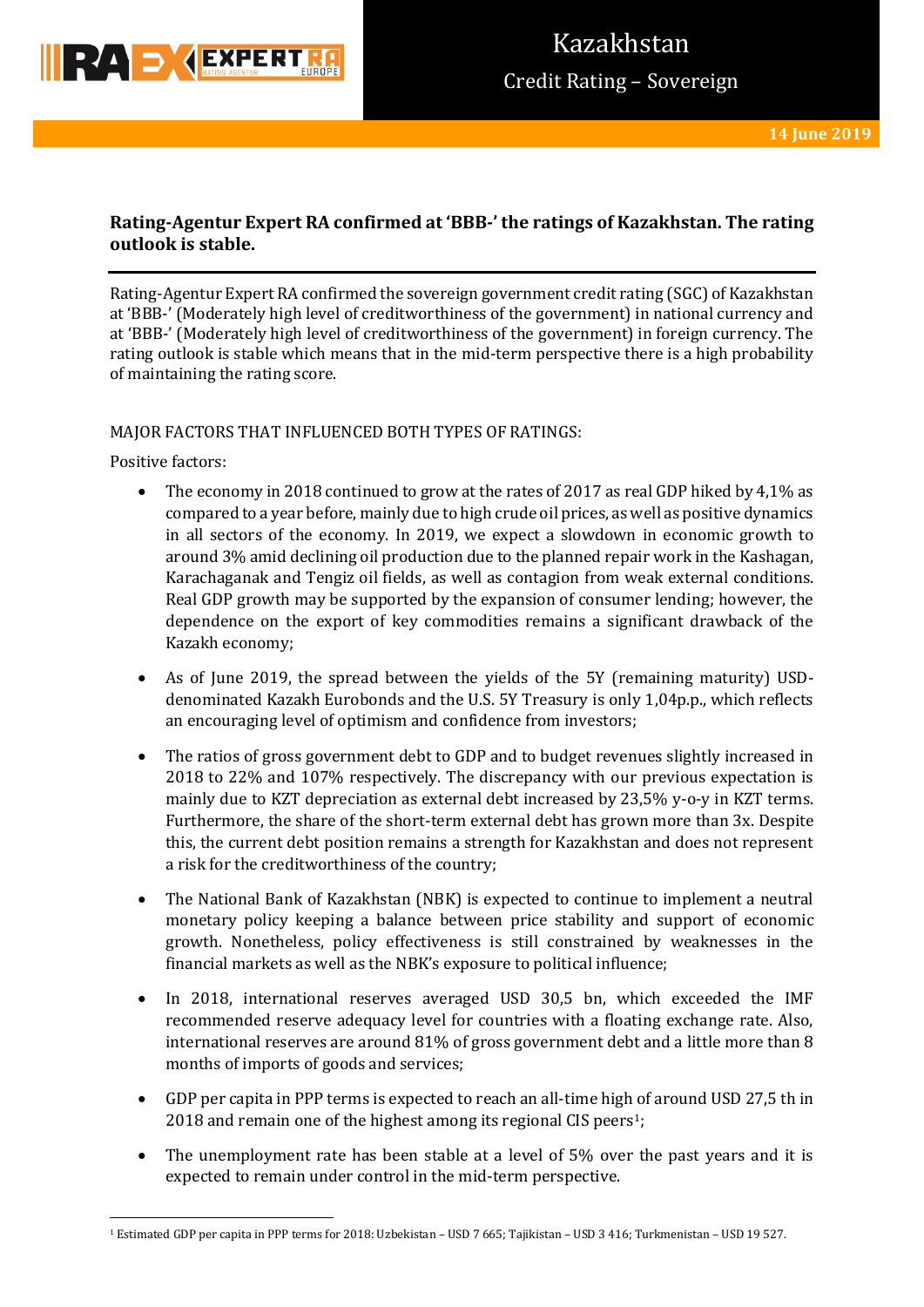Kazakhstan

Credit Rating – Sovereign

14 June 2019

**Rating-Agentur Expert RA confirmed at 'BBB-' the ratings of Kazakhstan. The rating outlook is stable.**

Rating-Agentur Expert RA confirmed the sovereign government credit rating (SGC) of Kazakhstan at 'BBB-' (Moderately high level of creditworthiness of the government) in national currency and at 'BBB-' (Moderately high level of creditworthiness of the government) in foreign currency. The rating outlook is stable which means that in the mid-term perspective there is a high probability of maintaining the rating score.

MAJOR FACTORS THAT INFLUENCED BOTH TYPES OF RATINGS:

Positive factors:

- The economy in 2018 continued to grow at the rates of 2017 as real GDP hiked by 4,1% as compared to a year before, mainly due to high crude oil prices, as well as positive dynamics in all sectors of the economy. In 2019, we expect a slowdown in economic growth to around 3% amid declining oil production due to the planned repair work in the Kashagan, Karachaganak and Tengiz oil fields, as well as contagion from weak external conditions. Real GDP growth may be supported by the expansion of consumer lending; however, the dependence on the export of key commodities remains a significant drawback of the Kazakh economy;
- As of June 2019, the spread between the yields of the 5Y (remaining maturity) USD-denominated Kazakh Eurobonds and the U.S. 5Y Treasury is only 1,04p.p., which reflects an encouraging level of optimism and confidence from investors;
- The ratios of gross government debt to GDP and to budget revenues slightly increased in 2018 to 22% and 107% respectively. The discrepancy with our previous expectation is mainly due to KZT depreciation as external debt increased by 23,5% y-o-y in KZT terms. Furthermore, the share of the short-term external debt has grown more than 3x. Despite this, the current debt position remains a strength for Kazakhstan and does not represent a risk for the creditworthiness of the country;
- The National Bank of Kazakhstan (NBK) is expected to continue to implement a neutral monetary policy keeping a balance between price stability and support of economic growth. Nonetheless, policy effectiveness is still constrained by weaknesses in the financial markets as well as the NBK's exposure to political influence;
- In 2018, international reserves averaged USD 30,5 bn, which exceeded the IMF recommended reserve adequacy level for countries with a floating exchange rate. Also, international reserves are around 81% of gross government debt and a little more than 8 months of imports of goods and services;
- GDP per capita in PPP terms is expected to reach an all-time high of around USD 27,5 th in 2018 and remain one of the highest among its regional CIS peers[1];
- The unemployment rate has been stable at a level of 5% over the past years and it is expected to remain under control in the mid-term perspective.

[1] Estimated GDP per capita in PPP terms for 2018: Uzbekistan – USD 7 665; Tajikistan – USD 3 416; Turkmenistan – USD 19 527.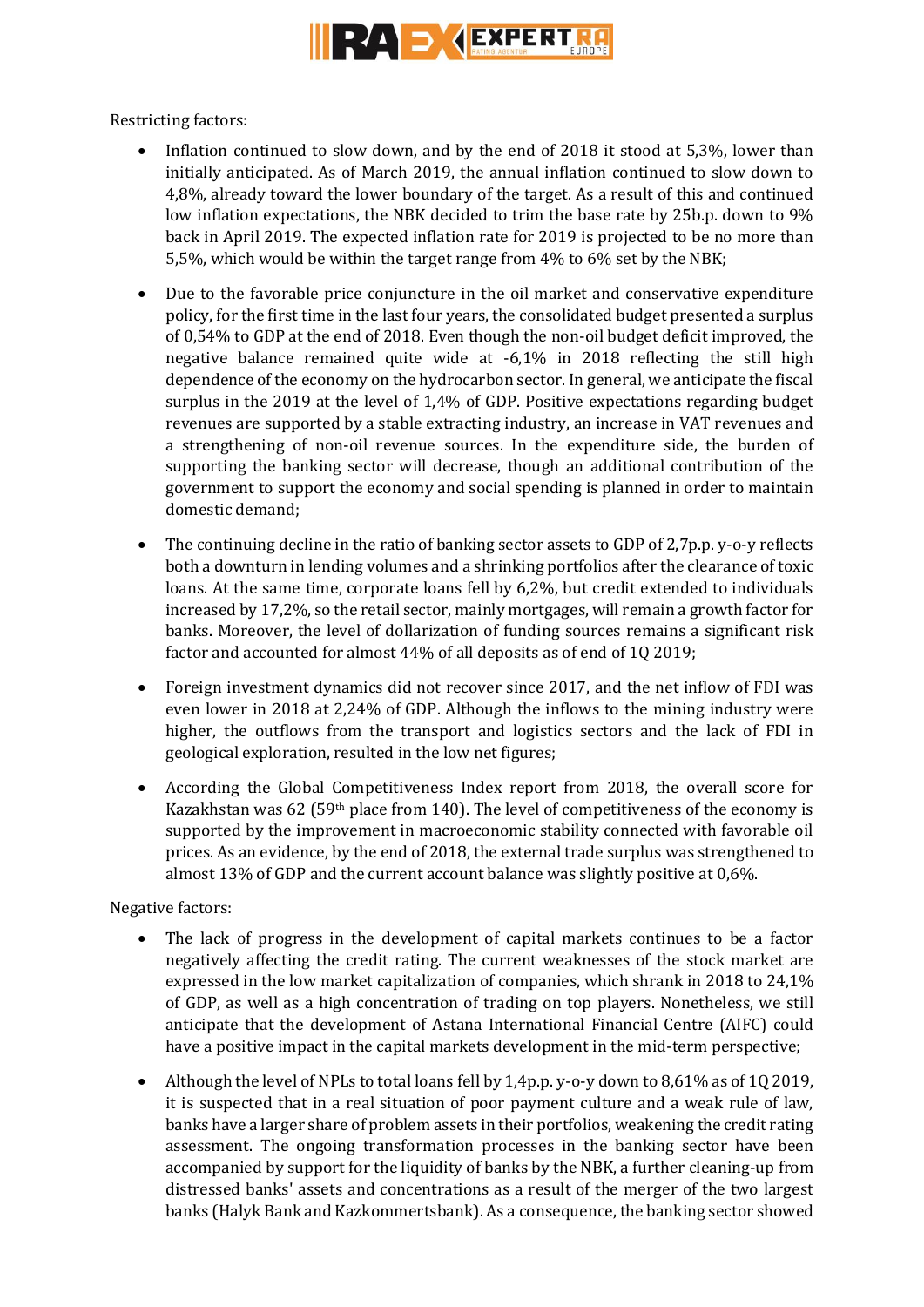Restricting factors:

- Inflation continued to slow down, and by the end of 2018 it stood at 5,3%, lower than initially anticipated. As of March 2019, the annual inflation continued to slow down to 4,8%, already toward the lower boundary of the target. As a result of this and continued low inflation expectations, the NBK decided to trim the base rate by 25b.p. down to 9% back in April 2019. The expected inflation rate for 2019 is projected to be no more than 5,5%, which would be within the target range from 4% to 6% set by the NBK;

- Due to the favorable price conjuncture in the oil market and conservative expenditure policy, for the first time in the last four years, the consolidated budget presented a surplus of 0,54% to GDP at the end of 2018. Even though the non-oil budget deficit improved, the negative balance remained quite wide at -6,1% in 2018 reflecting the still high dependence of the economy on the hydrocarbon sector. In general, we anticipate the fiscal surplus in the 2019 at the level of 1,4% of GDP. Positive expectations regarding budget revenues are supported by a stable extracting industry, an increase in VAT revenues and a strengthening of non-oil revenue sources. In the expenditure side, the burden of supporting the banking sector will decrease, though an additional contribution of the government to support the economy and social spending is planned in order to maintain domestic demand;

- The continuing decline in the ratio of banking sector assets to GDP of 2,7p.p. y-o-y reflects both a downturn in lending volumes and a shrinking portfolios after the clearance of toxic loans. At the same time, corporate loans fell by 6,2%, but credit extended to individuals increased by 17,2%, so the retail sector, mainly mortgages, will remain a growth factor for banks. Moreover, the level of dollarization of funding sources remains a significant risk factor and accounted for almost 44% of all deposits as of end of 1Q 2019;

- Foreign investment dynamics did not recover since 2017, and the net inflow of FDI was even lower in 2018 at 2,24% of GDP. Although the inflows to the mining industry were higher, the outflows from the transport and logistics sectors and the lack of FDI in geological exploration, resulted in the low net figures;

- According the Global Competitiveness Index report from 2018, the overall score for Kazakhstan was 62 (59th place from 140). The level of competitiveness of the economy is supported by the improvement in macroeconomic stability connected with favorable oil prices. As an evidence, by the end of 2018, the external trade surplus was strengthened to almost 13% of GDP and the current account balance was slightly positive at 0,6%.

Negative factors:

- The lack of progress in the development of capital markets continues to be a factor negatively affecting the credit rating. The current weaknesses of the stock market are expressed in the low market capitalization of companies, which shrank in 2018 to 24,1% of GDP, as well as a high concentration of trading on top players. Nonetheless, we still anticipate that the development of Astana International Financial Centre (AIFC) could have a positive impact in the capital markets development in the mid-term perspective;

- Although the level of NPLs to total loans fell by 1,4p.p. y-o-y down to 8,61% as of 1Q 2019, it is suspected that in a real situation of poor payment culture and a weak rule of law, banks have a larger share of problem assets in their portfolios, weakening the credit rating assessment. The ongoing transformation processes in the banking sector have been accompanied by support for the liquidity of banks by the NBK, a further cleaning-up from distressed banks' assets and concentrations as a result of the merger of the two largest banks (Halyk Bank and Kazkommertsbank). As a consequence, the banking sector showed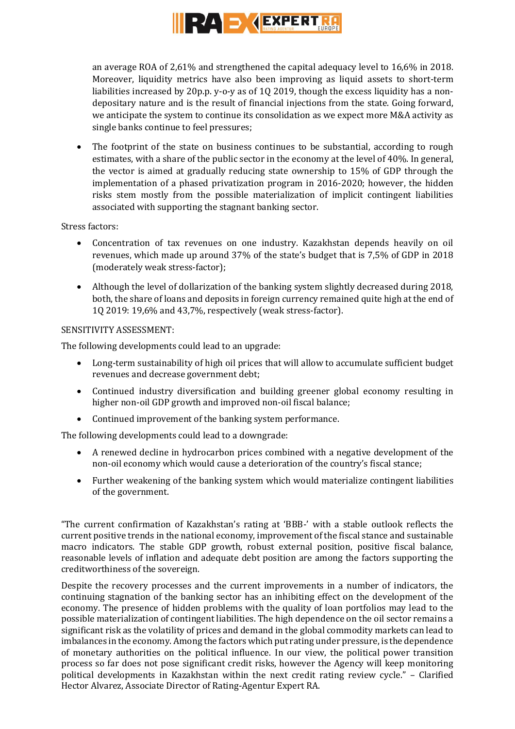an average ROA of 2,61% and strengthened the capital adequacy level to 16,6% in 2018. Moreover, liquidity metrics have also been improving as liquid assets to short-term liabilities increased by 20p.p. y-o-y as of 1Q 2019, though the excess liquidity has a non-depositary nature and is the result of financial injections from the state. Going forward, we anticipate the system to continue its consolidation as we expect more M&A activity as single banks continue to feel pressures;

- The footprint of the state on business continues to be substantial, according to rough estimates, with a share of the public sector in the economy at the level of 40%. In general, the vector is aimed at gradually reducing state ownership to 15% of GDP through the implementation of a phased privatization program in 2016-2020; however, the hidden risks stem mostly from the possible materialization of implicit contingent liabilities associated with supporting the stagnant banking sector.

Stress factors:

- Concentration of tax revenues on one industry. Kazakhstan depends heavily on oil revenues, which made up around 37% of the state's budget that is 7,5% of GDP in 2018 (moderately weak stress-factor);
- Although the level of dollarization of the banking system slightly decreased during 2018, both, the share of loans and deposits in foreign currency remained quite high at the end of 1Q 2019: 19,6% and 43,7%, respectively (weak stress-factor).

SENSITIVITY ASSESSMENT:

The following developments could lead to an upgrade:

- Long-term sustainability of high oil prices that will allow to accumulate sufficient budget revenues and decrease government debt;
- Continued industry diversification and building greener global economy resulting in higher non-oil GDP growth and improved non-oil fiscal balance;
- Continued improvement of the banking system performance.

The following developments could lead to a downgrade:

- A renewed decline in hydrocarbon prices combined with a negative development of the non-oil economy which would cause a deterioration of the country's fiscal stance;
- Further weakening of the banking system which would materialize contingent liabilities of the government.

"The current confirmation of Kazakhstan's rating at 'BBB-' with a stable outlook reflects the current positive trends in the national economy, improvement of the fiscal stance and sustainable macro indicators. The stable GDP growth, robust external position, positive fiscal balance, reasonable levels of inflation and adequate debt position are among the factors supporting the creditworthiness of the sovereign.

Despite the recovery processes and the current improvements in a number of indicators, the continuing stagnation of the banking sector has an inhibiting effect on the development of the economy. The presence of hidden problems with the quality of loan portfolios may lead to the possible materialization of contingent liabilities. The high dependence on the oil sector remains a significant risk as the volatility of prices and demand in the global commodity markets can lead to imbalances in the economy. Among the factors which put rating under pressure, is the dependence of monetary authorities on the political influence. In our view, the political power transition process so far does not pose significant credit risks, however the Agency will keep monitoring political developments in Kazakhstan within the next credit rating review cycle." – Clarified Hector Alvarez, Associate Director of Rating-Agentur Expert RA.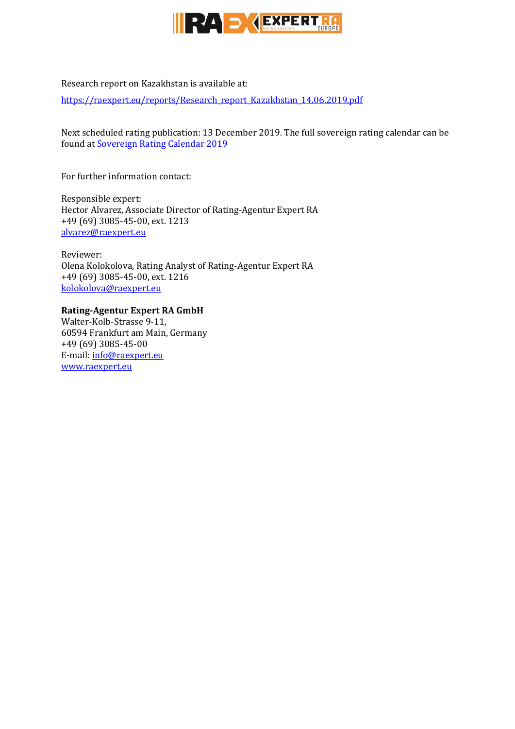Research report on Kazakhstan is available at:

[https://raexpert.eu/reports/Research_report_Kazakhstan_14.06.2019.pdf](https://raexpert.eu/reports/Research_report_Kazakhstan_14.06.2019.pdf)

Next scheduled rating publication: 13 December 2019. The full sovereign rating calendar can be found at Sovereign Rating Calendar 2019

For further information contact:

Responsible expert:
Hector Alvarez, Associate Director of Rating-Agentur Expert RA
+49 (69) 3085-45-00, ext. 1213
alvarez@raexpert.eu

Reviewer:
Olena Kolokolova, Rating Analyst of Rating-Agentur Expert RA
+49 (69) 3085-45-00, ext. 1216
kolokolova@raexpert.eu

**Rating-Agentur Expert RA GmbH**
Walter-Kolb-Strasse 9-11,
60594 Frankfurt am Main, Germany
+49 (69) 3085-45-00
E-mail: info@raexpert.eu
www.raexpert.eu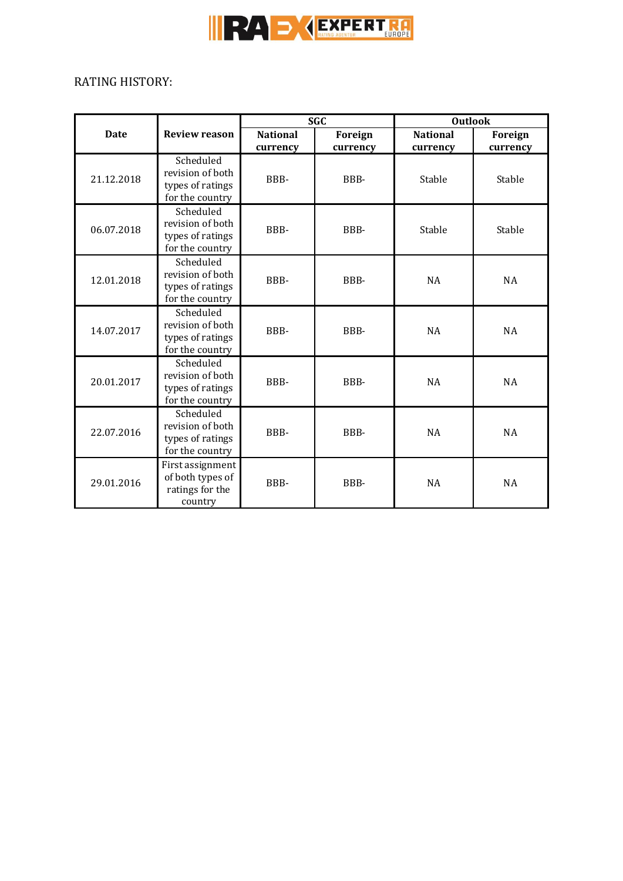RATING HISTORY:

| Date | Review reason | SGC | | Outlook | |
|---|---|---|---|---|---|
| | | National currency | Foreign currency | National currency | Foreign currency |
| 21.12.2018 | Scheduled revision of both types of ratings for the country | BBB- | BBB- | Stable | Stable |
| 06.07.2018 | Scheduled revision of both types of ratings for the country | BBB- | BBB- | Stable | Stable |
| 12.01.2018 | Scheduled revision of both types of ratings for the country | BBB- | BBB- | NA | NA |
| 14.07.2017 | Scheduled revision of both types of ratings for the country | BBB- | BBB- | NA | NA |
| 20.01.2017 | Scheduled revision of both types of ratings for the country | BBB- | BBB- | NA | NA |
| 22.07.2016 | Scheduled revision of both types of ratings for the country | BBB- | BBB- | NA | NA |
| 29.01.2016 | First assignment of both types of ratings for the country | BBB- | BBB- | NA | NA |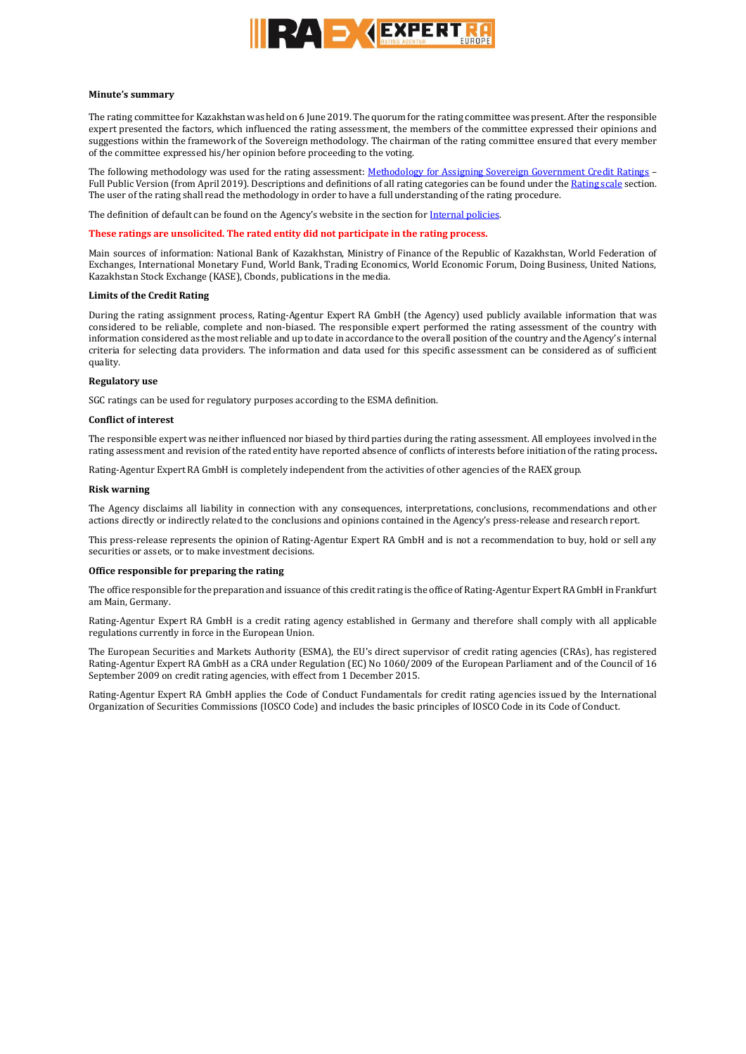**Minute's summary**

The rating committee for Kazakhstan was held on 6 June 2019. The quorum for the rating committee was present. After the responsible expert presented the factors, which influenced the rating assessment, the members of the committee expressed their opinions and suggestions within the framework of the Sovereign methodology. The chairman of the rating committee ensured that every member of the committee expressed his/her opinion before proceeding to the voting.

The following methodology was used for the rating assessment: Methodology for Assigning Sovereign Government Credit Ratings – Full Public Version (from April 2019). Descriptions and definitions of all rating categories can be found under the Rating scale section. The user of the rating shall read the methodology in order to have a full understanding of the rating procedure.

The definition of default can be found on the Agency's website in the section for Internal policies.

**These ratings are unsolicited. The rated entity did not participate in the rating process.**

Main sources of information: National Bank of Kazakhstan, Ministry of Finance of the Republic of Kazakhstan, World Federation of Exchanges, International Monetary Fund, World Bank, Trading Economics, World Economic Forum, Doing Business, United Nations, Kazakhstan Stock Exchange (KASE), Cbonds, publications in the media.

**Limits of the Credit Rating**

During the rating assignment process, Rating-Agentur Expert RA GmbH (the Agency) used publicly available information that was considered to be reliable, complete and non-biased. The responsible expert performed the rating assessment of the country with information considered as the most reliable and up to date in accordance to the overall position of the country and the Agency's internal criteria for selecting data providers. The information and data used for this specific assessment can be considered as of sufficient quality.

**Regulatory use**

SGC ratings can be used for regulatory purposes according to the ESMA definition.

**Conflict of interest**

The responsible expert was neither influenced nor biased by third parties during the rating assessment. All employees involved in the rating assessment and revision of the rated entity have reported absence of conflicts of interests before initiation of the rating process.

Rating-Agentur Expert RA GmbH is completely independent from the activities of other agencies of the RAEX group.

**Risk warning**

The Agency disclaims all liability in connection with any consequences, interpretations, conclusions, recommendations and other actions directly or indirectly related to the conclusions and opinions contained in the Agency's press-release and research report.

This press-release represents the opinion of Rating-Agentur Expert RA GmbH and is not a recommendation to buy, hold or sell any securities or assets, or to make investment decisions.

**Office responsible for preparing the rating**

The office responsible for the preparation and issuance of this credit rating is the office of Rating-Agentur Expert RA GmbH in Frankfurt am Main, Germany.

Rating-Agentur Expert RA GmbH is a credit rating agency established in Germany and therefore shall comply with all applicable regulations currently in force in the European Union.

The European Securities and Markets Authority (ESMA), the EU's direct supervisor of credit rating agencies (CRAs), has registered Rating-Agentur Expert RA GmbH as a CRA under Regulation (EC) No 1060/2009 of the European Parliament and of the Council of 16 September 2009 on credit rating agencies, with effect from 1 December 2015.

Rating-Agentur Expert RA GmbH applies the Code of Conduct Fundamentals for credit rating agencies issued by the International Organization of Securities Commissions (IOSCO Code) and includes the basic principles of IOSCO Code in its Code of Conduct.